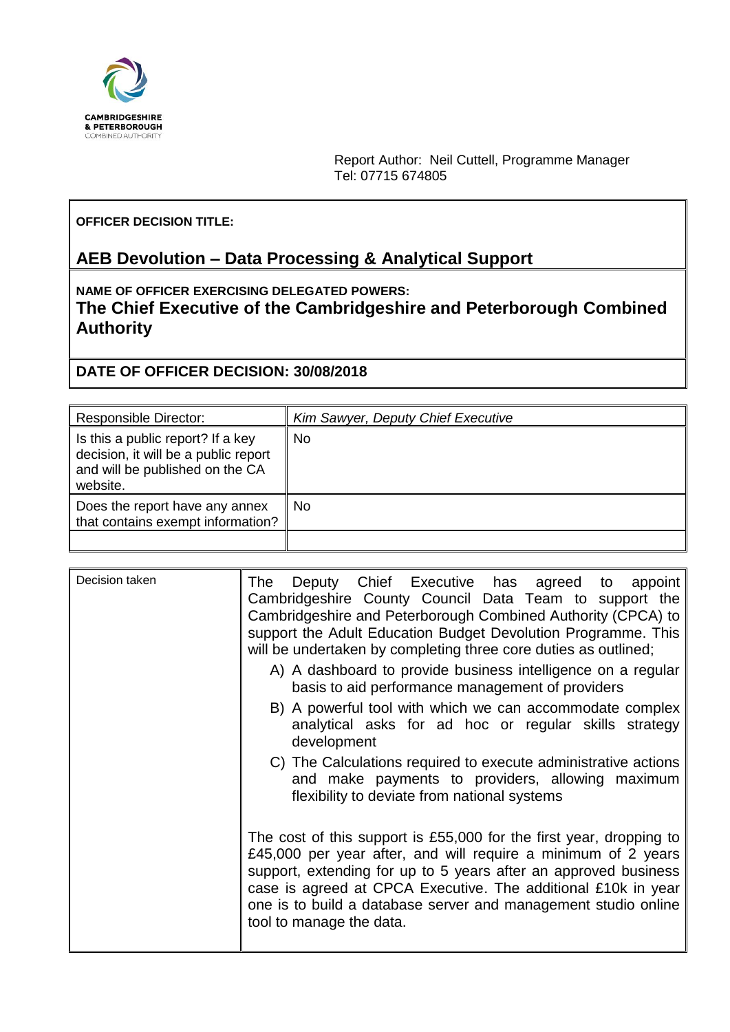CAMBRIDGESHIRE & PETERBOROUGH COMBINED AUTHORITY

Report Author: Neil Cuttell, Programme Manager
Tel: 07715 674805

**OFFICER DECISION TITLE:**

## AEB Devolution – Data Processing & Analytical Support

**NAME OF OFFICER EXERCISING DELEGATED POWERS:**

**The Chief Executive of the Cambridgeshire and Peterborough Combined Authority**

**DATE OF OFFICER DECISION: 30/08/2018**

| Responsible Director: | *Kim Sawyer, Deputy Chief Executive* |
|---|---|
| Is this a public report? If a key decision, it will be a public report and will be published on the CA website. | No |
| Does the report have any annex that contains exempt information? | No |
| | |

| Decision taken | |
|---|---|
| | The Deputy Chief Executive has agreed to appoint Cambridgeshire County Council Data Team to support the Cambridgeshire and Peterborough Combined Authority (CPCA) to support the Adult Education Budget Devolution Programme. This will be undertaken by completing three core duties as outlined;<br><br>A) A dashboard to provide business intelligence on a regular basis to aid performance management of providers<br>B) A powerful tool with which we can accommodate complex analytical asks for ad hoc or regular skills strategy development<br>C) The Calculations required to execute administrative actions and make payments to providers, allowing maximum flexibility to deviate from national systems<br><br>The cost of this support is £55,000 for the first year, dropping to £45,000 per year after, and will require a minimum of 2 years support, extending for up to 5 years after an approved business case is agreed at CPCA Executive. The additional £10k in year one is to build a database server and management studio online tool to manage the data. |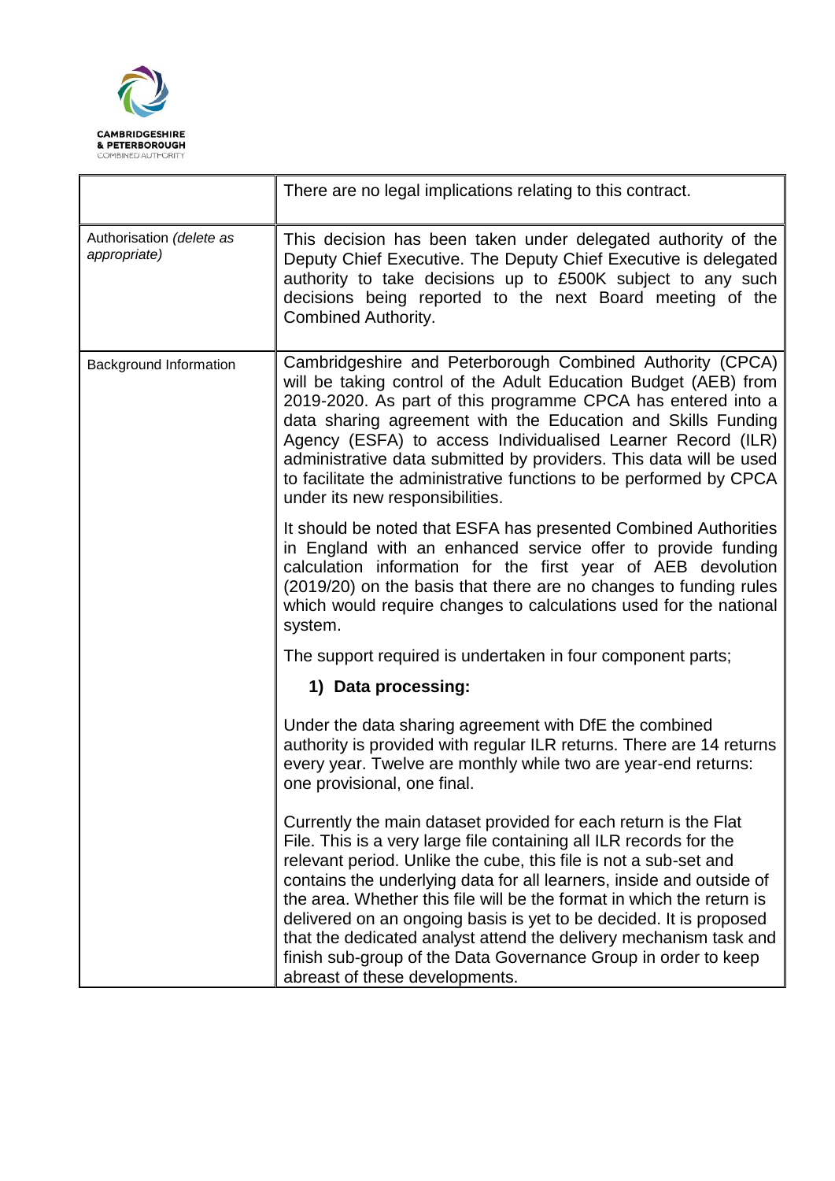|  |  |
|---|---|
|  | There are no legal implications relating to this contract. |
| Authorisation *(delete as appropriate)* | This decision has been taken under delegated authority of the Deputy Chief Executive. The Deputy Chief Executive is delegated authority to take decisions up to £500K subject to any such decisions being reported to the next Board meeting of the Combined Authority. |
| Background Information | Cambridgeshire and Peterborough Combined Authority (CPCA) will be taking control of the Adult Education Budget (AEB) from 2019-2020. As part of this programme CPCA has entered into a data sharing agreement with the Education and Skills Funding Agency (ESFA) to access Individualised Learner Record (ILR) administrative data submitted by providers. This data will be used to facilitate the administrative functions to be performed by CPCA under its new responsibilities.<br><br>It should be noted that ESFA has presented Combined Authorities in England with an enhanced service offer to provide funding calculation information for the first year of AEB devolution (2019/20) on the basis that there are no changes to funding rules which would require changes to calculations used for the national system.<br><br>The support required is undertaken in four component parts;<br><br>**1) Data processing:**<br><br>Under the data sharing agreement with DfE the combined authority is provided with regular ILR returns. There are 14 returns every year. Twelve are monthly while two are year-end returns: one provisional, one final.<br><br>Currently the main dataset provided for each return is the Flat File. This is a very large file containing all ILR records for the relevant period. Unlike the cube, this file is not a sub-set and contains the underlying data for all learners, inside and outside of the area. Whether this file will be the format in which the return is delivered on an ongoing basis is yet to be decided. It is proposed that the dedicated analyst attend the delivery mechanism task and finish sub-group of the Data Governance Group in order to keep abreast of these developments. |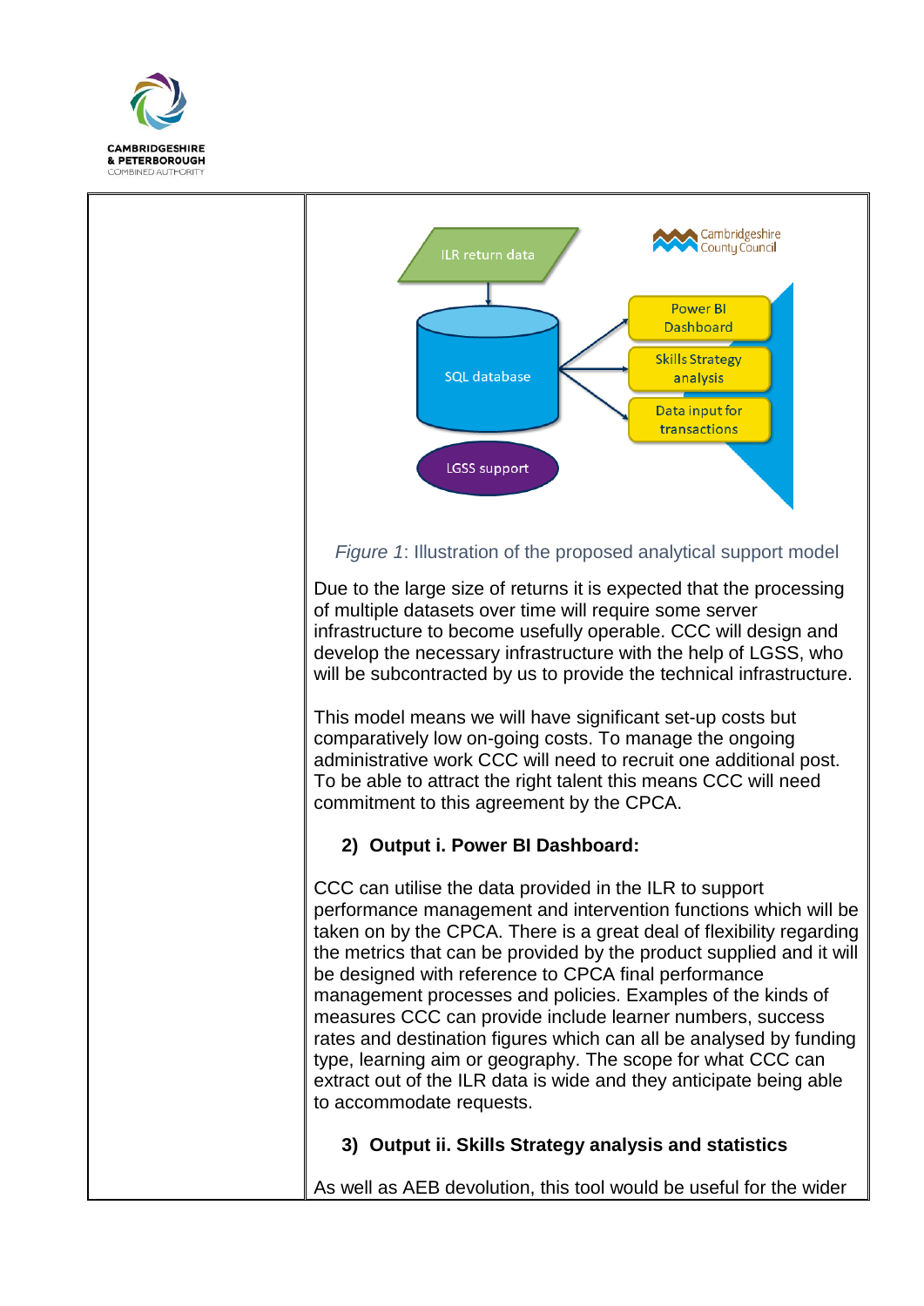ILR return data

SQL database

LGSS support

Power BI Dashboard

Skills Strategy analysis

Data input for transactions

Cambridgeshire County Council

*Figure 1*: Illustration of the proposed analytical support model

Due to the large size of returns it is expected that the processing of multiple datasets over time will require some server infrastructure to become usefully operable. CCC will design and develop the necessary infrastructure with the help of LGSS, who will be subcontracted by us to provide the technical infrastructure.

This model means we will have significant set-up costs but comparatively low on-going costs. To manage the ongoing administrative work CCC will need to recruit one additional post. To be able to attract the right talent this means CCC will need commitment to this agreement by the CPCA.

**2) Output i. Power BI Dashboard:**

CCC can utilise the data provided in the ILR to support performance management and intervention functions which will be taken on by the CPCA. There is a great deal of flexibility regarding the metrics that can be provided by the product supplied and it will be designed with reference to CPCA final performance management processes and policies. Examples of the kinds of measures CCC can provide include learner numbers, success rates and destination figures which can all be analysed by funding type, learning aim or geography. The scope for what CCC can extract out of the ILR data is wide and they anticipate being able to accommodate requests.

**3) Output ii. Skills Strategy analysis and statistics**

As well as AEB devolution, this tool would be useful for the wider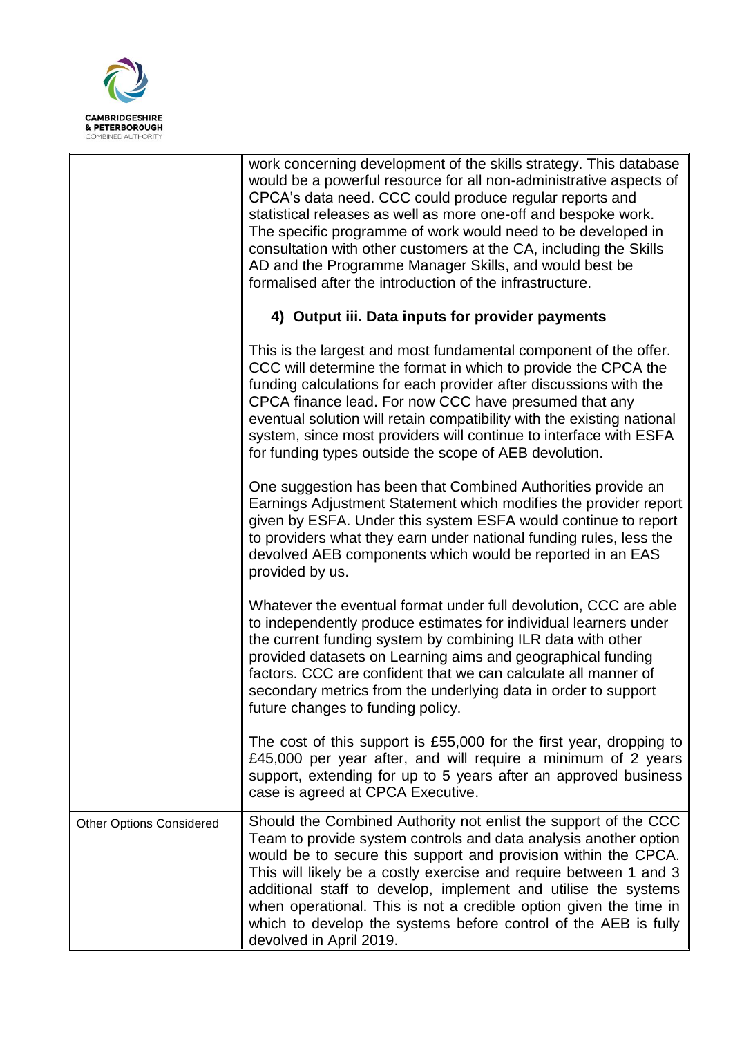| | |
|---|---|
| | work concerning development of the skills strategy. This database would be a powerful resource for all non-administrative aspects of CPCA's data need. CCC could produce regular reports and statistical releases as well as more one-off and bespoke work. The specific programme of work would need to be developed in consultation with other customers at the CA, including the Skills AD and the Programme Manager Skills, and would best be formalised after the introduction of the infrastructure.<br><br>**4) Output iii. Data inputs for provider payments**<br><br>This is the largest and most fundamental component of the offer. CCC will determine the format in which to provide the CPCA the funding calculations for each provider after discussions with the CPCA finance lead. For now CCC have presumed that any eventual solution will retain compatibility with the existing national system, since most providers will continue to interface with ESFA for funding types outside the scope of AEB devolution.<br><br>One suggestion has been that Combined Authorities provide an Earnings Adjustment Statement which modifies the provider report given by ESFA. Under this system ESFA would continue to report to providers what they earn under national funding rules, less the devolved AEB components which would be reported in an EAS provided by us.<br><br>Whatever the eventual format under full devolution, CCC are able to independently produce estimates for individual learners under the current funding system by combining ILR data with other provided datasets on Learning aims and geographical funding factors. CCC are confident that we can calculate all manner of secondary metrics from the underlying data in order to support future changes to funding policy.<br><br>The cost of this support is £55,000 for the first year, dropping to £45,000 per year after, and will require a minimum of 2 years support, extending for up to 5 years after an approved business case is agreed at CPCA Executive. |
| Other Options Considered | Should the Combined Authority not enlist the support of the CCC Team to provide system controls and data analysis another option would be to secure this support and provision within the CPCA. This will likely be a costly exercise and require between 1 and 3 additional staff to develop, implement and utilise the systems when operational. This is not a credible option given the time in which to develop the systems before control of the AEB is fully devolved in April 2019. |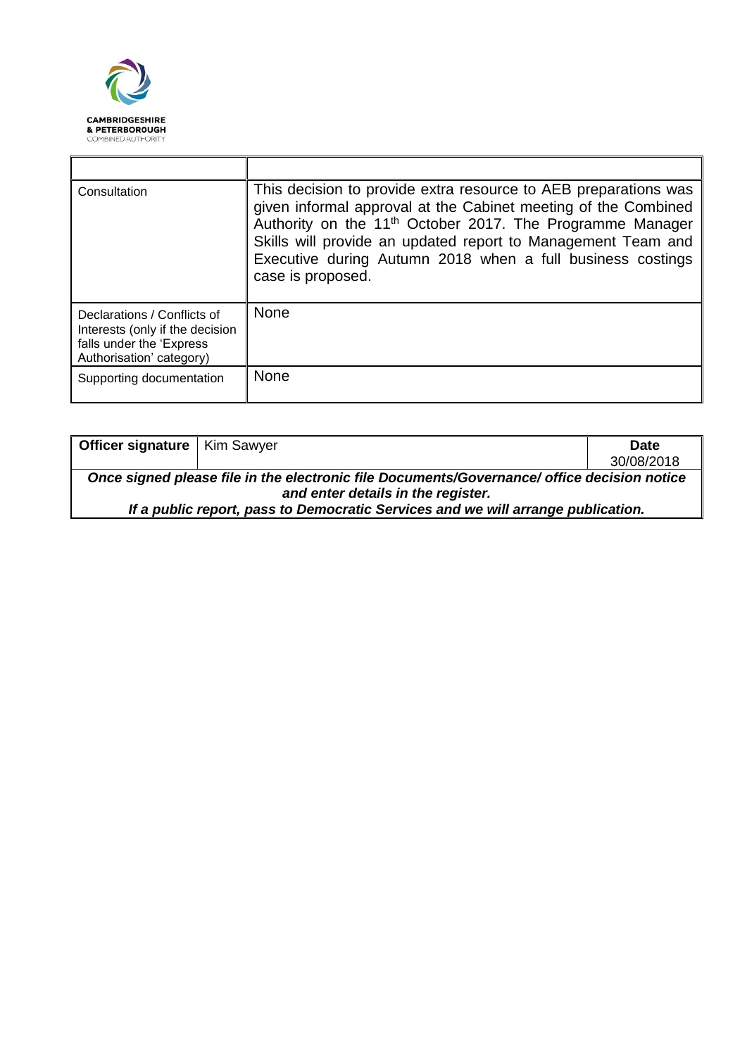CAMBRIDGESHIRE
& PETERBOROUGH
COMBINED AUTHORITY

| | |
|---|---|
| Consultation | This decision to provide extra resource to AEB preparations was given informal approval at the Cabinet meeting of the Combined Authority on the 11th October 2017. The Programme Manager Skills will provide an updated report to Management Team and Executive during Autumn 2018 when a full business costings case is proposed. |
| Declarations / Conflicts of Interests (only if the decision falls under the 'Express Authorisation' category) | None |
| Supporting documentation | None |

| **Officer signature** | Kim Sawyer | **Date** 30/08/2018 |
|---|---|---|
| ***Once signed please file in the electronic file Documents/Governance/ office decision notice and enter details in the register. If a public report, pass to Democratic Services and we will arrange publication.*** | | |